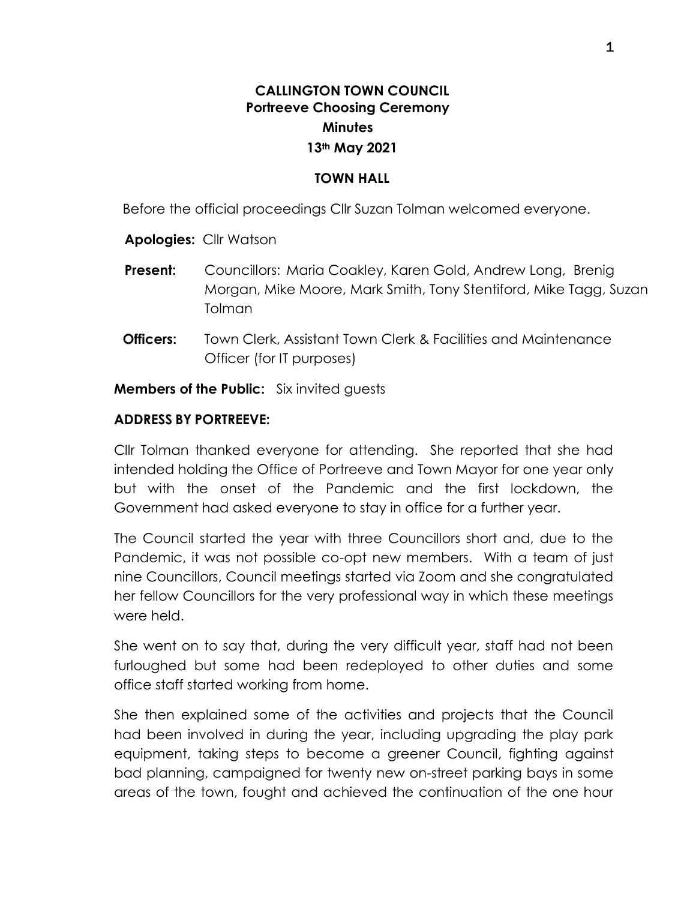# CALLINGTON TOWN COUNCIL
## Portreeve Choosing Ceremony
## Minutes
## 13th May 2021

**TOWN HALL**

Before the official proceedings Cllr Suzan Tolman welcomed everyone.

**Apologies:** Cllr Watson

**Present:** Councillors: Maria Coakley, Karen Gold, Andrew Long, Brenig Morgan, Mike Moore, Mark Smith, Tony Stentiford, Mike Tagg, Suzan Tolman

**Officers:** Town Clerk, Assistant Town Clerk & Facilities and Maintenance Officer (for IT purposes)

**Members of the Public:** Six invited guests

**ADDRESS BY PORTREEVE:**

Cllr Tolman thanked everyone for attending. She reported that she had intended holding the Office of Portreeve and Town Mayor for one year only but with the onset of the Pandemic and the first lockdown, the Government had asked everyone to stay in office for a further year.

The Council started the year with three Councillors short and, due to the Pandemic, it was not possible co-opt new members. With a team of just nine Councillors, Council meetings started via Zoom and she congratulated her fellow Councillors for the very professional way in which these meetings were held.

She went on to say that, during the very difficult year, staff had not been furloughed but some had been redeployed to other duties and some office staff started working from home.

She then explained some of the activities and projects that the Council had been involved in during the year, including upgrading the play park equipment, taking steps to become a greener Council, fighting against bad planning, campaigned for twenty new on-street parking bays in some areas of the town, fought and achieved the continuation of the one hour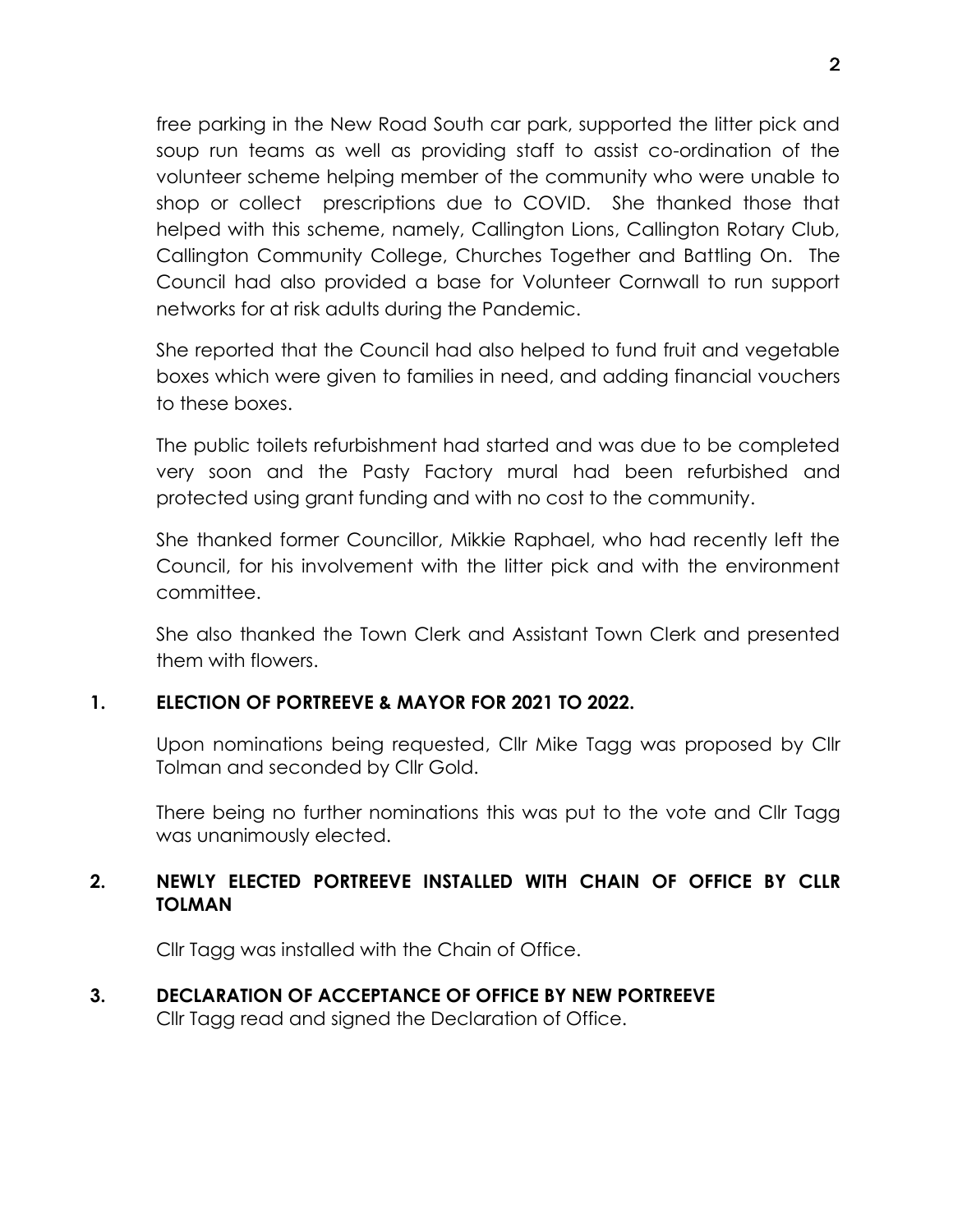free parking in the New Road South car park, supported the litter pick and soup run teams as well as providing staff to assist co-ordination of the volunteer scheme helping member of the community who were unable to shop or collect prescriptions due to COVID. She thanked those that helped with this scheme, namely, Callington Lions, Callington Rotary Club, Callington Community College, Churches Together and Battling On. The Council had also provided a base for Volunteer Cornwall to run support networks for at risk adults during the Pandemic.

She reported that the Council had also helped to fund fruit and vegetable boxes which were given to families in need, and adding financial vouchers to these boxes.

The public toilets refurbishment had started and was due to be completed very soon and the Pasty Factory mural had been refurbished and protected using grant funding and with no cost to the community.

She thanked former Councillor, Mikkie Raphael, who had recently left the Council, for his involvement with the litter pick and with the environment committee.

She also thanked the Town Clerk and Assistant Town Clerk and presented them with flowers.

## 1. ELECTION OF PORTREEVE & MAYOR FOR 2021 TO 2022.

Upon nominations being requested, Cllr Mike Tagg was proposed by Cllr Tolman and seconded by Cllr Gold.

There being no further nominations this was put to the vote and Cllr Tagg was unanimously elected.

## 2. NEWLY ELECTED PORTREEVE INSTALLED WITH CHAIN OF OFFICE BY CLLR TOLMAN

Cllr Tagg was installed with the Chain of Office.

## 3. DECLARATION OF ACCEPTANCE OF OFFICE BY NEW PORTREEVE

Cllr Tagg read and signed the Declaration of Office.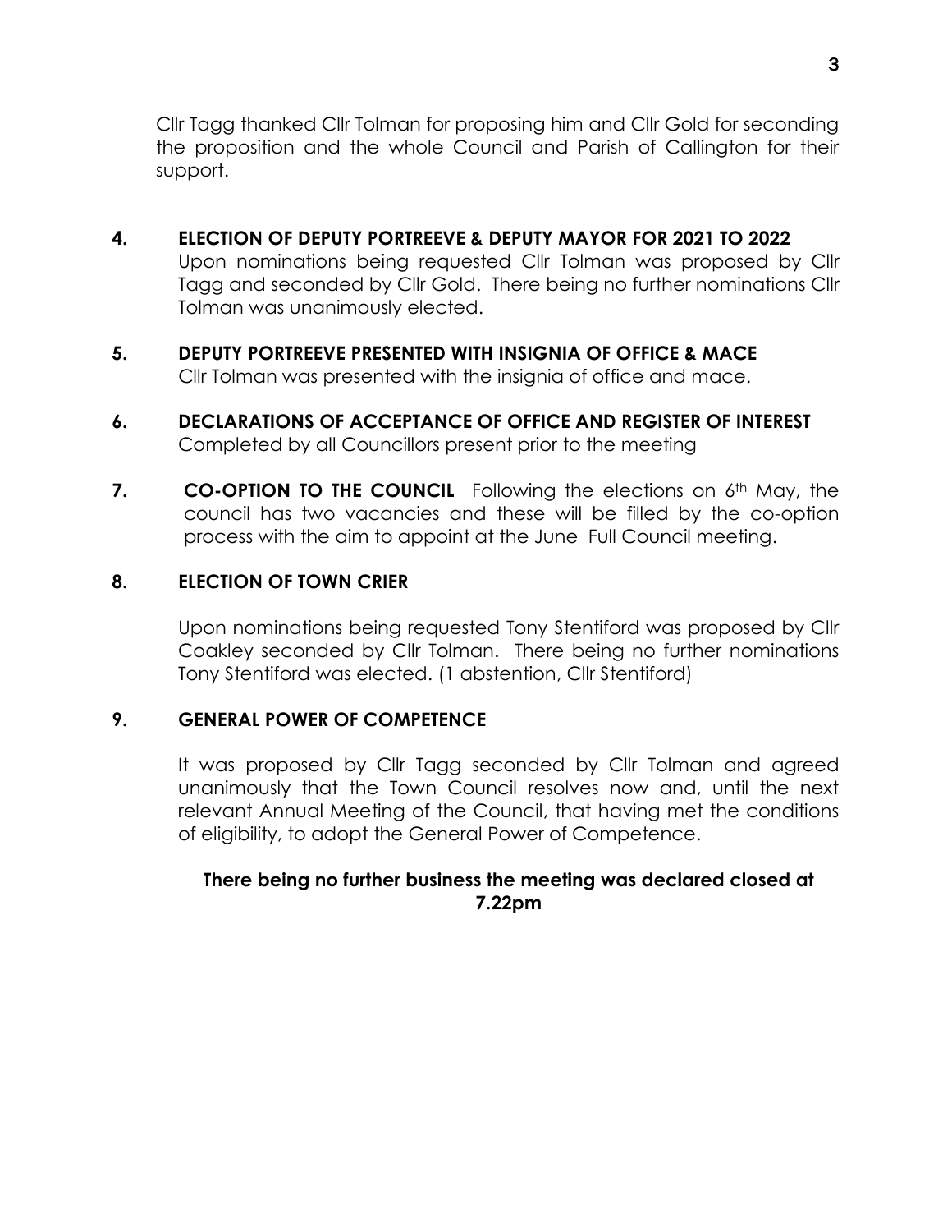Cllr Tagg thanked Cllr Tolman for proposing him and Cllr Gold for seconding the proposition and the whole Council and Parish of Callington for their support.

**4. ELECTION OF DEPUTY PORTREEVE & DEPUTY MAYOR FOR 2021 TO 2022**

Upon nominations being requested Cllr Tolman was proposed by Cllr Tagg and seconded by Cllr Gold. There being no further nominations Cllr Tolman was unanimously elected.

**5. DEPUTY PORTREEVE PRESENTED WITH INSIGNIA OF OFFICE & MACE**

Cllr Tolman was presented with the insignia of office and mace.

**6. DECLARATIONS OF ACCEPTANCE OF OFFICE AND REGISTER OF INTEREST**

Completed by all Councillors present prior to the meeting

**7. CO-OPTION TO THE COUNCIL** Following the elections on 6th May, the council has two vacancies and these will be filled by the co-option process with the aim to appoint at the June Full Council meeting.

**8. ELECTION OF TOWN CRIER**

Upon nominations being requested Tony Stentiford was proposed by Cllr Coakley seconded by Cllr Tolman. There being no further nominations Tony Stentiford was elected. (1 abstention, Cllr Stentiford)

**9. GENERAL POWER OF COMPETENCE**

It was proposed by Cllr Tagg seconded by Cllr Tolman and agreed unanimously that the Town Council resolves now and, until the next relevant Annual Meeting of the Council, that having met the conditions of eligibility, to adopt the General Power of Competence.

**There being no further business the meeting was declared closed at 7.22pm**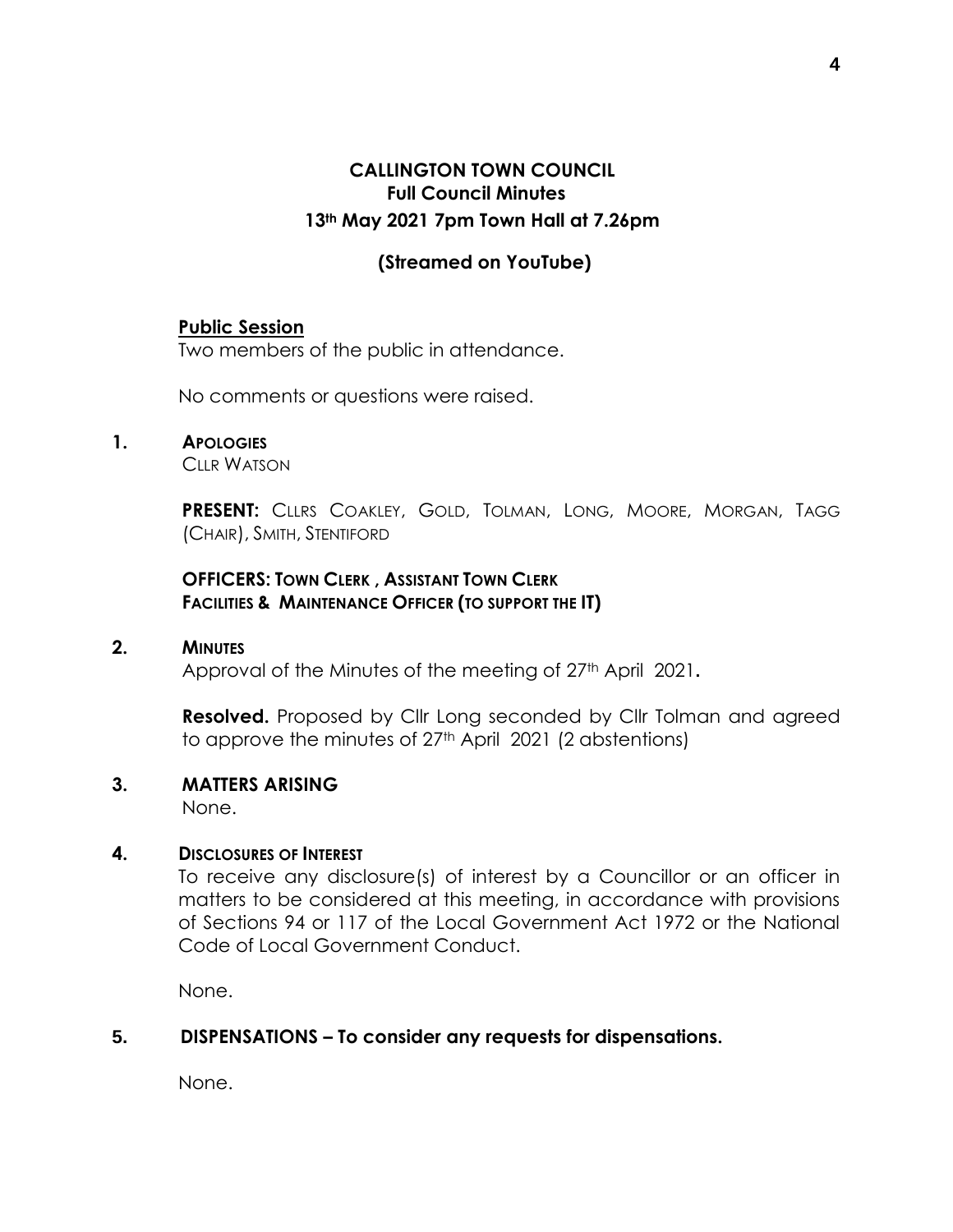# CALLINGTON TOWN COUNCIL

## Full Council Minutes

### 13th May 2021 7pm Town Hall at 7.26pm

### (Streamed on YouTube)

**Public Session**

Two members of the public in attendance.

No comments or questions were raised.

**1. APOLOGIES**

CLLR WATSON

**PRESENT:** CLLRS COAKLEY, GOLD, TOLMAN, LONG, MOORE, MORGAN, TAGG (CHAIR), SMITH, STENTIFORD

**OFFICERS: TOWN CLERK , ASSISTANT TOWN CLERK**
**FACILITIES & MAINTENANCE OFFICER (TO SUPPORT THE IT)**

**2. MINUTES**

Approval of the Minutes of the meeting of 27th April 2021.

**Resolved.** Proposed by Cllr Long seconded by Cllr Tolman and agreed to approve the minutes of 27th April 2021 (2 abstentions)

**3. MATTERS ARISING**

None.

**4. DISCLOSURES OF INTEREST**

To receive any disclosure(s) of interest by a Councillor or an officer in matters to be considered at this meeting, in accordance with provisions of Sections 94 or 117 of the Local Government Act 1972 or the National Code of Local Government Conduct.

None.

**5. DISPENSATIONS – To consider any requests for dispensations.**

None.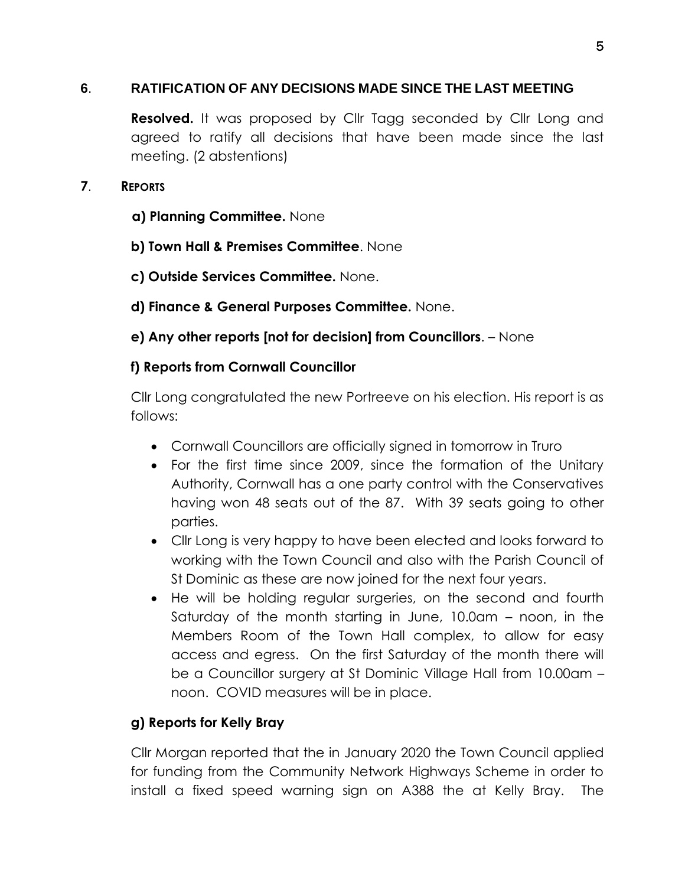**6**. **RATIFICATION OF ANY DECISIONS MADE SINCE THE LAST MEETING**

**Resolved.** It was proposed by Cllr Tagg seconded by Cllr Long and agreed to ratify all decisions that have been made since the last meeting. (2 abstentions)

**7**. **REPORTS**

**a) Planning Committee.** None

**b) Town Hall & Premises Committee**. None

**c) Outside Services Committee.** None.

**d) Finance & General Purposes Committee.** None.

**e) Any other reports [not for decision] from Councillors**. – None

**f) Reports from Cornwall Councillor**

Cllr Long congratulated the new Portreeve on his election. His report is as follows:

- Cornwall Councillors are officially signed in tomorrow in Truro
- For the first time since 2009, since the formation of the Unitary Authority, Cornwall has a one party control with the Conservatives having won 48 seats out of the 87. With 39 seats going to other parties.
- Cllr Long is very happy to have been elected and looks forward to working with the Town Council and also with the Parish Council of St Dominic as these are now joined for the next four years.
- He will be holding regular surgeries, on the second and fourth Saturday of the month starting in June, 10.0am – noon, in the Members Room of the Town Hall complex, to allow for easy access and egress. On the first Saturday of the month there will be a Councillor surgery at St Dominic Village Hall from 10.00am – noon. COVID measures will be in place.

**g) Reports for Kelly Bray**

Cllr Morgan reported that the in January 2020 the Town Council applied for funding from the Community Network Highways Scheme in order to install a fixed speed warning sign on A388 the at Kelly Bray. The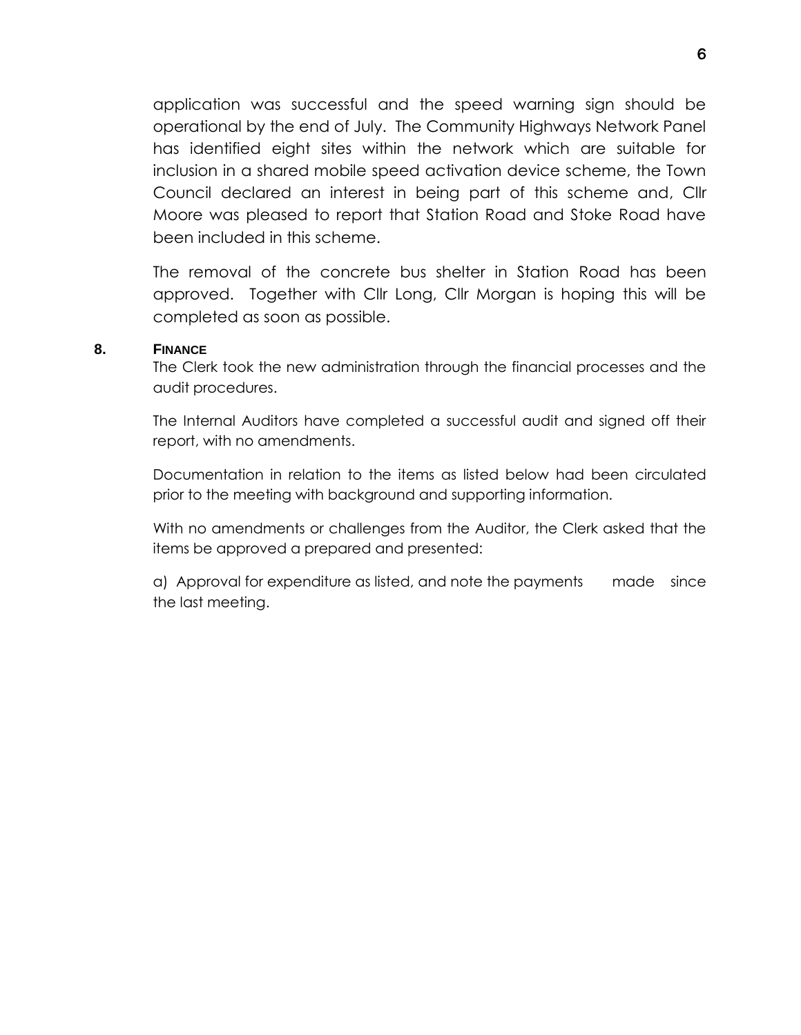application was successful and the speed warning sign should be operational by the end of July. The Community Highways Network Panel has identified eight sites within the network which are suitable for inclusion in a shared mobile speed activation device scheme, the Town Council declared an interest in being part of this scheme and, Cllr Moore was pleased to report that Station Road and Stoke Road have been included in this scheme.

The removal of the concrete bus shelter in Station Road has been approved. Together with Cllr Long, Cllr Morgan is hoping this will be completed as soon as possible.

## 8. FINANCE

The Clerk took the new administration through the financial processes and the audit procedures.

The Internal Auditors have completed a successful audit and signed off their report, with no amendments.

Documentation in relation to the items as listed below had been circulated prior to the meeting with background and supporting information.

With no amendments or challenges from the Auditor, the Clerk asked that the items be approved a prepared and presented:

a) Approval for expenditure as listed, and note the payments made since the last meeting.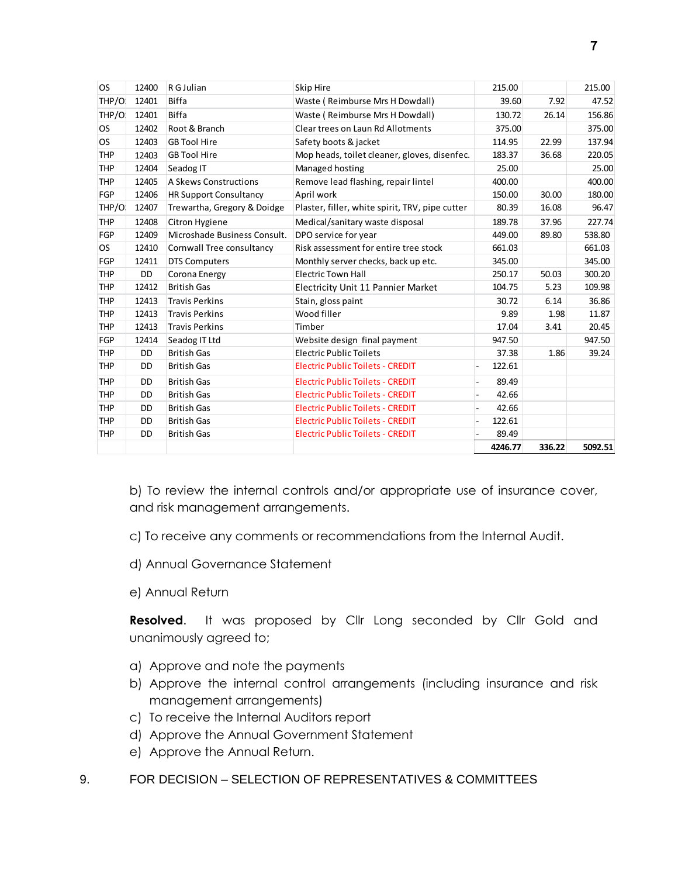| OS | 12400 | R G Julian | Skip Hire | 215.00 | | 215.00 |
|---|---|---|---|---|---|---|
| THP/O | 12401 | Biffa | Waste ( Reimburse Mrs H Dowdall) | 39.60 | 7.92 | 47.52 |
| THP/O | 12401 | Biffa | Waste ( Reimburse Mrs H Dowdall) | 130.72 | 26.14 | 156.86 |
| OS | 12402 | Root & Branch | Clear trees on Laun Rd Allotments | 375.00 | | 375.00 |
| OS | 12403 | GB Tool Hire | Safety boots & jacket | 114.95 | 22.99 | 137.94 |
| THP | 12403 | GB Tool Hire | Mop heads, toilet cleaner, gloves, disenfec. | 183.37 | 36.68 | 220.05 |
| THP | 12404 | Seadog IT | Managed hosting | 25.00 | | 25.00 |
| THP | 12405 | A Skews Constructions | Remove lead flashing, repair lintel | 400.00 | | 400.00 |
| FGP | 12406 | HR Support Consultancy | April work | 150.00 | 30.00 | 180.00 |
| THP/O | 12407 | Trewartha, Gregory & Doidge | Plaster, filler, white spirit, TRV, pipe cutter | 80.39 | 16.08 | 96.47 |
| THP | 12408 | Citron Hygiene | Medical/sanitary waste disposal | 189.78 | 37.96 | 227.74 |
| FGP | 12409 | Microshade Business Consult. | DPO service for year | 449.00 | 89.80 | 538.80 |
| OS | 12410 | Cornwall Tree consultancy | Risk assessment for entire tree stock | 661.03 | | 661.03 |
| FGP | 12411 | DTS Computers | Monthly server checks, back up etc. | 345.00 | | 345.00 |
| THP | DD | Corona Energy | Electric Town Hall | 250.17 | 50.03 | 300.20 |
| THP | 12412 | British Gas | Electricity Unit 11 Pannier Market | 104.75 | 5.23 | 109.98 |
| THP | 12413 | Travis Perkins | Stain, gloss paint | 30.72 | 6.14 | 36.86 |
| THP | 12413 | Travis Perkins | Wood filler | 9.89 | 1.98 | 11.87 |
| THP | 12413 | Travis Perkins | Timber | 17.04 | 3.41 | 20.45 |
| FGP | 12414 | Seadog IT Ltd | Website design final payment | 947.50 | | 947.50 |
| THP | DD | British Gas | Electric Public Toilets | 37.38 | 1.86 | 39.24 |
| THP | DD | British Gas | Electric Public Toilets - CREDIT | - 122.61 | | |
| THP | DD | British Gas | Electric Public Toilets - CREDIT | - 89.49 | | |
| THP | DD | British Gas | Electric Public Toilets - CREDIT | - 42.66 | | |
| THP | DD | British Gas | Electric Public Toilets - CREDIT | - 42.66 | | |
| THP | DD | British Gas | Electric Public Toilets - CREDIT | - 122.61 | | |
| THP | DD | British Gas | Electric Public Toilets - CREDIT | - 89.49 | | |
| | | | | **4246.77** | **336.22** | **5092.51** |

b) To review the internal controls and/or appropriate use of insurance cover, and risk management arrangements.

c) To receive any comments or recommendations from the Internal Audit.

d) Annual Governance Statement

e) Annual Return

**Resolved**. It was proposed by Cllr Long seconded by Cllr Gold and unanimously agreed to;

a) Approve and note the payments
b) Approve the internal control arrangements (including insurance and risk management arrangements)
c) To receive the Internal Auditors report
d) Approve the Annual Government Statement
e) Approve the Annual Return.

9. FOR DECISION – SELECTION OF REPRESENTATIVES & COMMITTEES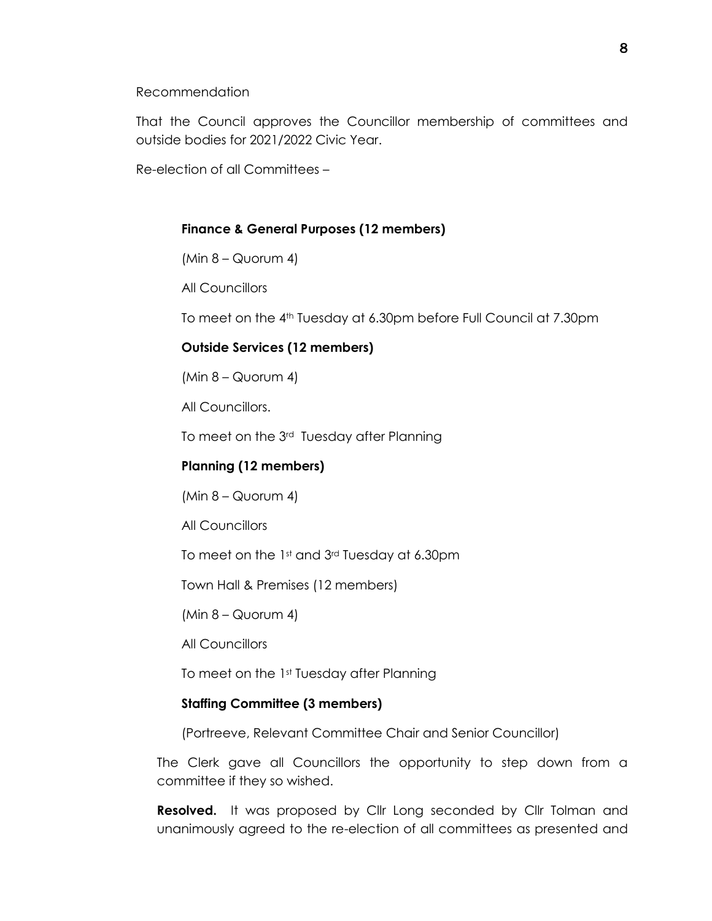Recommendation

That the Council approves the Councillor membership of committees and outside bodies for 2021/2022 Civic Year.

Re-election of all Committees –

**Finance & General Purposes (12 members)**

(Min 8 – Quorum 4)

All Councillors

To meet on the 4th Tuesday at 6.30pm before Full Council at 7.30pm

**Outside Services (12 members)**

(Min 8 – Quorum 4)

All Councillors.

To meet on the 3rd Tuesday after Planning

**Planning (12 members)**

(Min 8 – Quorum 4)

All Councillors

To meet on the 1st and 3rd Tuesday at 6.30pm

Town Hall & Premises (12 members)

(Min 8 – Quorum 4)

All Councillors

To meet on the 1st Tuesday after Planning

**Staffing Committee (3 members)**

(Portreeve, Relevant Committee Chair and Senior Councillor)

The Clerk gave all Councillors the opportunity to step down from a committee if they so wished.

**Resolved.** It was proposed by Cllr Long seconded by Cllr Tolman and unanimously agreed to the re-election of all committees as presented and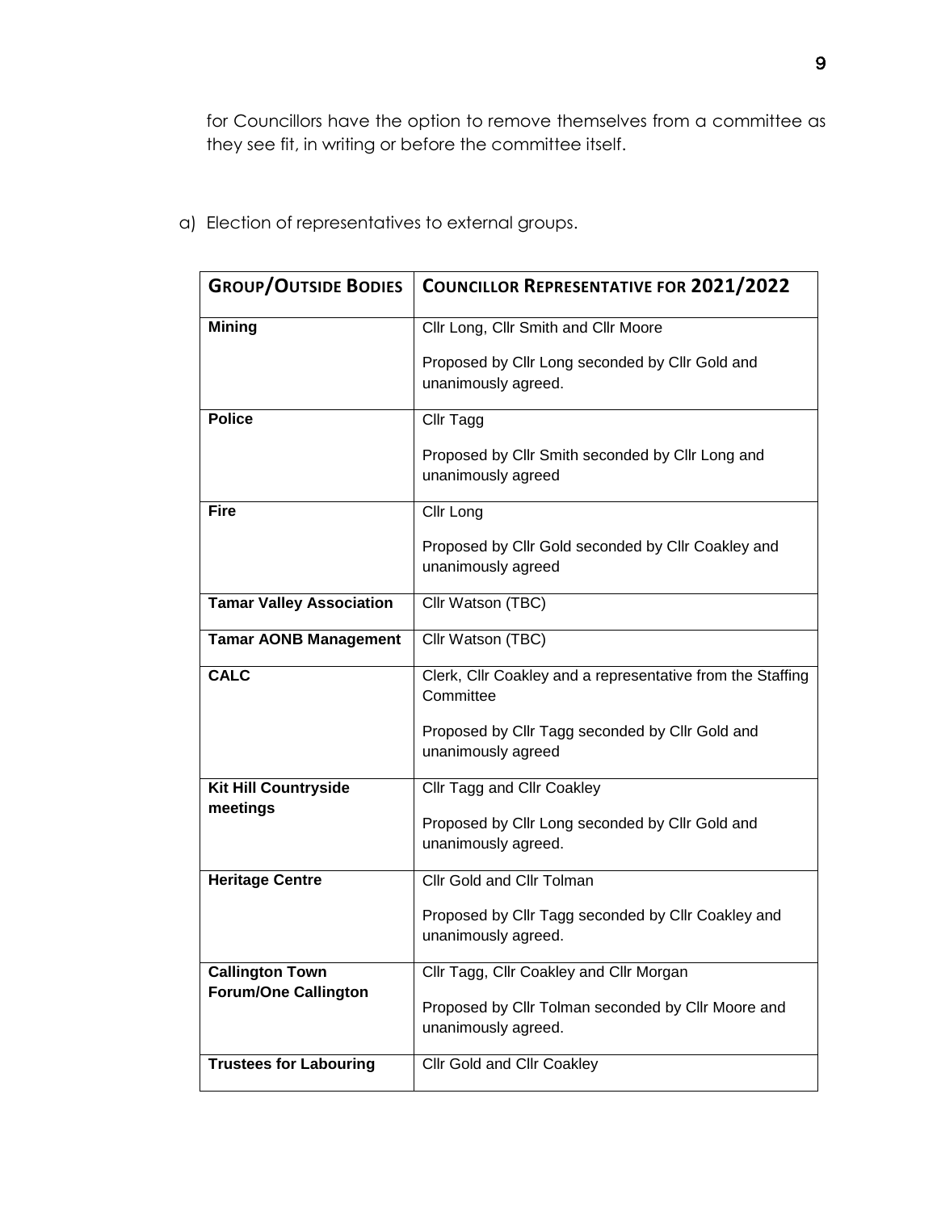for Councillors have the option to remove themselves from a committee as they see fit, in writing or before the committee itself.

a) Election of representatives to external groups.

| **GROUP/OUTSIDE BODIES** | **COUNCILLOR REPRESENTATIVE FOR 2021/2022** |
|---|---|
| **Mining** | Cllr Long, Cllr Smith and Cllr Moore<br><br>Proposed by Cllr Long seconded by Cllr Gold and unanimously agreed. |
| **Police** | Cllr Tagg<br><br>Proposed by Cllr Smith seconded by Cllr Long and unanimously agreed |
| **Fire** | Cllr Long<br><br>Proposed by Cllr Gold seconded by Cllr Coakley and unanimously agreed |
| **Tamar Valley Association** | Cllr Watson (TBC) |
| **Tamar AONB Management** | Cllr Watson (TBC) |
| **CALC** | Clerk, Cllr Coakley and a representative from the Staffing Committee<br><br>Proposed by Cllr Tagg seconded by Cllr Gold and unanimously agreed |
| **Kit Hill Countryside meetings** | Cllr Tagg and Cllr Coakley<br><br>Proposed by Cllr Long seconded by Cllr Gold and unanimously agreed. |
| **Heritage Centre** | Cllr Gold and Cllr Tolman<br><br>Proposed by Cllr Tagg seconded by Cllr Coakley and unanimously agreed. |
| **Callington Town Forum/One Callington** | Cllr Tagg, Cllr Coakley and Cllr Morgan<br><br>Proposed by Cllr Tolman seconded by Cllr Moore and unanimously agreed. |
| **Trustees for Labouring** | Cllr Gold and Cllr Coakley |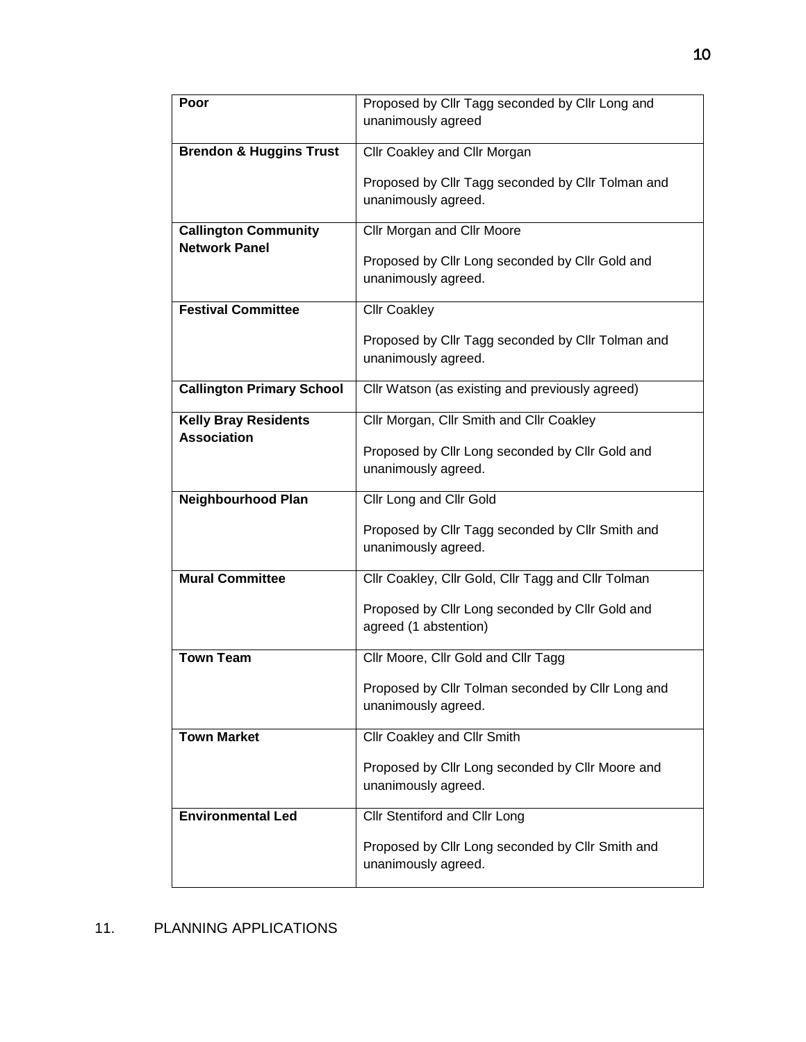| **Poor** | Proposed by Cllr Tagg seconded by Cllr Long and unanimously agreed |
| --- | --- |
| **Brendon & Huggins Trust** | Cllr Coakley and Cllr Morgan<br><br>Proposed by Cllr Tagg seconded by Cllr Tolman and unanimously agreed. |
| **Callington Community Network Panel** | Cllr Morgan and Cllr Moore<br><br>Proposed by Cllr Long seconded by Cllr Gold and unanimously agreed. |
| **Festival Committee** | Cllr Coakley<br><br>Proposed by Cllr Tagg seconded by Cllr Tolman and unanimously agreed. |
| **Callington Primary School** | Cllr Watson (as existing and previously agreed) |
| **Kelly Bray Residents Association** | Cllr Morgan, Cllr Smith and Cllr Coakley<br><br>Proposed by Cllr Long seconded by Cllr Gold and unanimously agreed. |
| **Neighbourhood Plan** | Cllr Long and Cllr Gold<br><br>Proposed by Cllr Tagg seconded by Cllr Smith and unanimously agreed. |
| **Mural Committee** | Cllr Coakley, Cllr Gold, Cllr Tagg and Cllr Tolman<br><br>Proposed by Cllr Long seconded by Cllr Gold and agreed (1 abstention) |
| **Town Team** | Cllr Moore, Cllr Gold and Cllr Tagg<br><br>Proposed by Cllr Tolman seconded by Cllr Long and unanimously agreed. |
| **Town Market** | Cllr Coakley and Cllr Smith<br><br>Proposed by Cllr Long seconded by Cllr Moore and unanimously agreed. |
| **Environmental Led** | Cllr Stentiford and Cllr Long<br><br>Proposed by Cllr Long seconded by Cllr Smith and unanimously agreed. |

11. PLANNING APPLICATIONS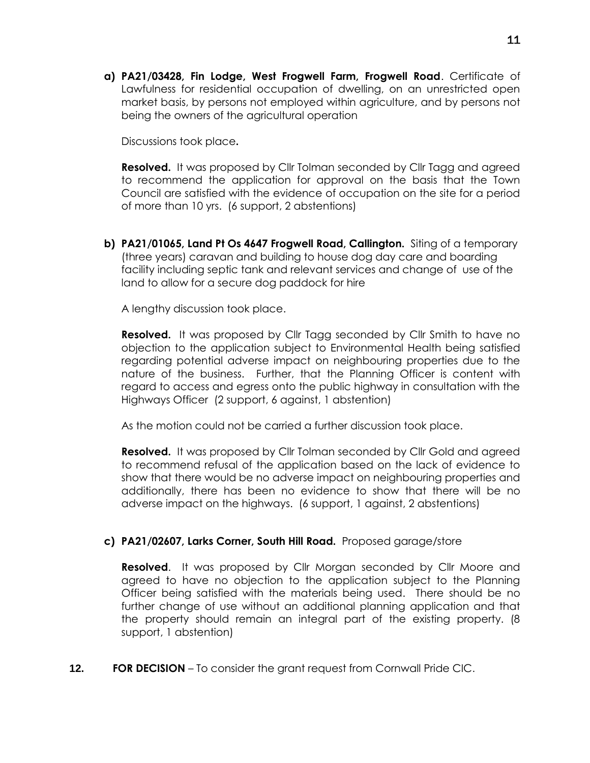**a) PA21/03428, Fin Lodge, West Frogwell Farm, Frogwell Road**. Certificate of Lawfulness for residential occupation of dwelling, on an unrestricted open market basis, by persons not employed within agriculture, and by persons not being the owners of the agricultural operation

Discussions took place**.**

**Resolved.** It was proposed by Cllr Tolman seconded by Cllr Tagg and agreed to recommend the application for approval on the basis that the Town Council are satisfied with the evidence of occupation on the site for a period of more than 10 yrs. (6 support, 2 abstentions)

**b) PA21/01065, Land Pt Os 4647 Frogwell Road, Callington.** Siting of a temporary (three years) caravan and building to house dog day care and boarding facility including septic tank and relevant services and change of use of the land to allow for a secure dog paddock for hire

A lengthy discussion took place.

**Resolved.** It was proposed by Cllr Tagg seconded by Cllr Smith to have no objection to the application subject to Environmental Health being satisfied regarding potential adverse impact on neighbouring properties due to the nature of the business. Further, that the Planning Officer is content with regard to access and egress onto the public highway in consultation with the Highways Officer (2 support, 6 against, 1 abstention)

As the motion could not be carried a further discussion took place.

**Resolved.** It was proposed by Cllr Tolman seconded by Cllr Gold and agreed to recommend refusal of the application based on the lack of evidence to show that there would be no adverse impact on neighbouring properties and additionally, there has been no evidence to show that there will be no adverse impact on the highways. (6 support, 1 against, 2 abstentions)

**c) PA21/02607, Larks Corner, South Hill Road.** Proposed garage/store

**Resolved**. It was proposed by Cllr Morgan seconded by Cllr Moore and agreed to have no objection to the application subject to the Planning Officer being satisfied with the materials being used. There should be no further change of use without an additional planning application and that the property should remain an integral part of the existing property. (8 support, 1 abstention)

**12. FOR DECISION** – To consider the grant request from Cornwall Pride CIC.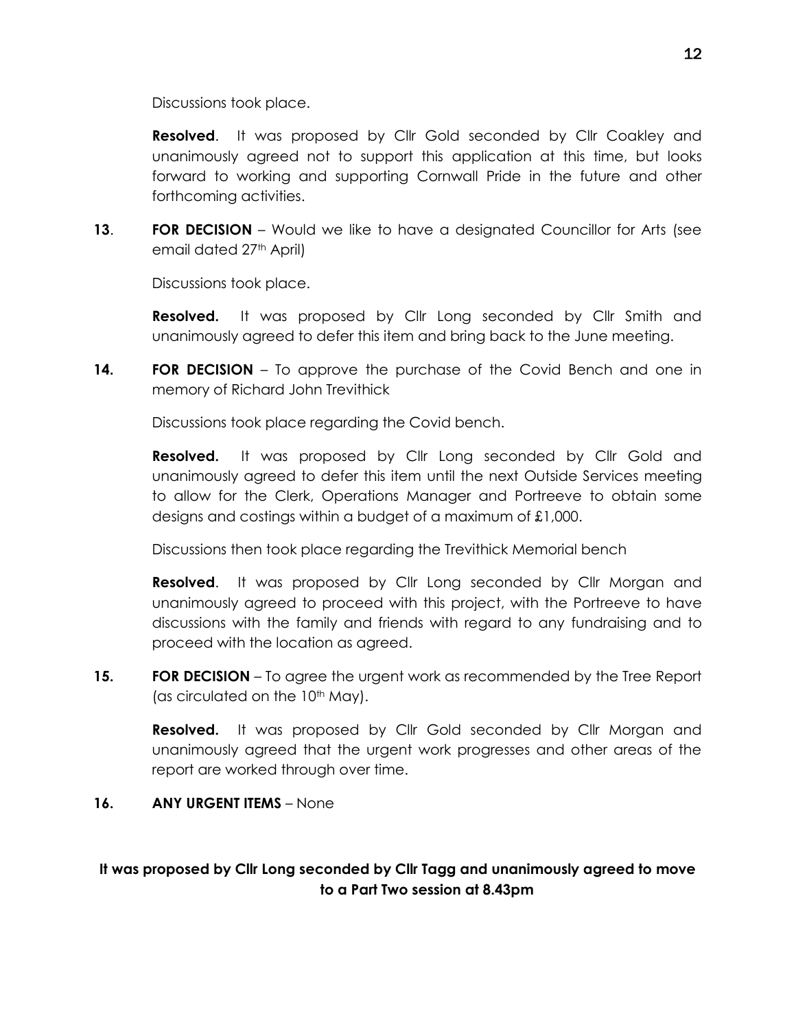Discussions took place.

**Resolved**. It was proposed by Cllr Gold seconded by Cllr Coakley and unanimously agreed not to support this application at this time, but looks forward to working and supporting Cornwall Pride in the future and other forthcoming activities.

**13**. **FOR DECISION** – Would we like to have a designated Councillor for Arts (see email dated 27th April)

Discussions took place.

**Resolved.** It was proposed by Cllr Long seconded by Cllr Smith and unanimously agreed to defer this item and bring back to the June meeting.

**14.** **FOR DECISION** – To approve the purchase of the Covid Bench and one in memory of Richard John Trevithick

Discussions took place regarding the Covid bench.

**Resolved.** It was proposed by Cllr Long seconded by Cllr Gold and unanimously agreed to defer this item until the next Outside Services meeting to allow for the Clerk, Operations Manager and Portreeve to obtain some designs and costings within a budget of a maximum of £1,000.

Discussions then took place regarding the Trevithick Memorial bench

**Resolved**. It was proposed by Cllr Long seconded by Cllr Morgan and unanimously agreed to proceed with this project, with the Portreeve to have discussions with the family and friends with regard to any fundraising and to proceed with the location as agreed.

**15.** **FOR DECISION** – To agree the urgent work as recommended by the Tree Report (as circulated on the 10th May).

**Resolved.** It was proposed by Cllr Gold seconded by Cllr Morgan and unanimously agreed that the urgent work progresses and other areas of the report are worked through over time.

**16.** **ANY URGENT ITEMS** – None

**It was proposed by Cllr Long seconded by Cllr Tagg and unanimously agreed to move to a Part Two session at 8.43pm**